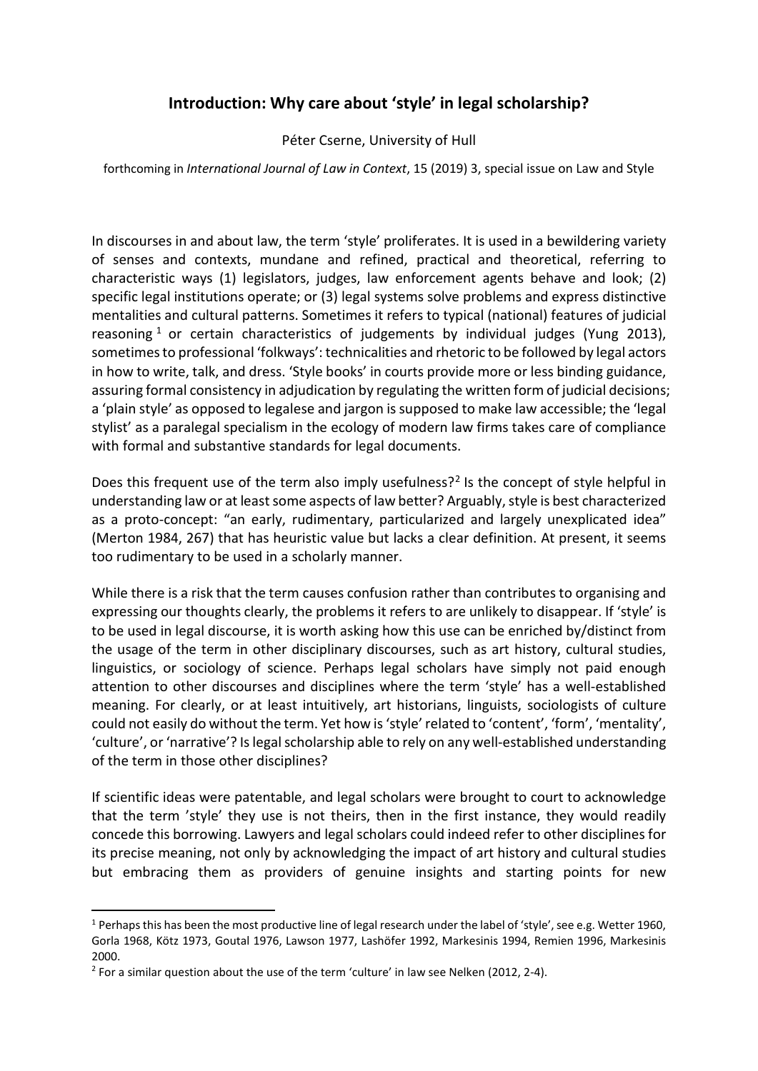# Introduction: Why care about 'style' in legal scholarship?

Péter Cserne, University of Hull

forthcoming in *International Journal of Law in Context*, 15 (2019) 3, special issue on Law and Style

In discourses in and about law, the term 'style' proliferates. It is used in a bewildering variety of senses and contexts, mundane and refined, practical and theoretical, referring to characteristic ways (1) legislators, judges, law enforcement agents behave and look; (2) specific legal institutions operate; or (3) legal systems solve problems and express distinctive mentalities and cultural patterns. Sometimes it refers to typical (national) features of judicial reasoning [1] or certain characteristics of judgements by individual judges (Yung 2013), sometimes to professional 'folkways': technicalities and rhetoric to be followed by legal actors in how to write, talk, and dress. 'Style books' in courts provide more or less binding guidance, assuring formal consistency in adjudication by regulating the written form of judicial decisions; a 'plain style' as opposed to legalese and jargon is supposed to make law accessible; the 'legal stylist' as a paralegal specialism in the ecology of modern law firms takes care of compliance with formal and substantive standards for legal documents.

Does this frequent use of the term also imply usefulness?[2] Is the concept of style helpful in understanding law or at least some aspects of law better? Arguably, style is best characterized as a proto-concept: "an early, rudimentary, particularized and largely unexplicated idea" (Merton 1984, 267) that has heuristic value but lacks a clear definition. At present, it seems too rudimentary to be used in a scholarly manner.

While there is a risk that the term causes confusion rather than contributes to organising and expressing our thoughts clearly, the problems it refers to are unlikely to disappear. If 'style' is to be used in legal discourse, it is worth asking how this use can be enriched by/distinct from the usage of the term in other disciplinary discourses, such as art history, cultural studies, linguistics, or sociology of science. Perhaps legal scholars have simply not paid enough attention to other discourses and disciplines where the term 'style' has a well-established meaning. For clearly, or at least intuitively, art historians, linguists, sociologists of culture could not easily do without the term. Yet how is 'style' related to 'content', 'form', 'mentality', 'culture', or 'narrative'? Is legal scholarship able to rely on any well-established understanding of the term in those other disciplines?

If scientific ideas were patentable, and legal scholars were brought to court to acknowledge that the term 'style' they use is not theirs, then in the first instance, they would readily concede this borrowing. Lawyers and legal scholars could indeed refer to other disciplines for its precise meaning, not only by acknowledging the impact of art history and cultural studies but embracing them as providers of genuine insights and starting points for new

[1] Perhaps this has been the most productive line of legal research under the label of 'style', see e.g. Wetter 1960, Gorla 1968, Kötz 1973, Goutal 1976, Lawson 1977, Lashöfer 1992, Markesinis 1994, Remien 1996, Markesinis 2000.

[2] For a similar question about the use of the term 'culture' in law see Nelken (2012, 2-4).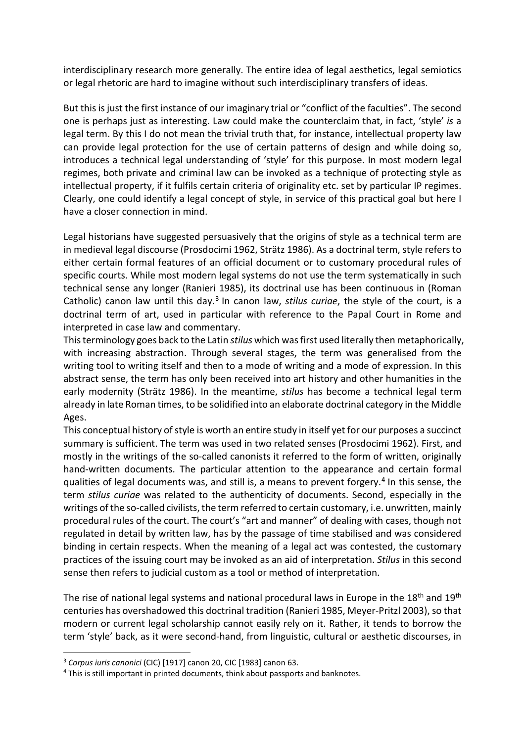interdisciplinary research more generally. The entire idea of legal aesthetics, legal semiotics or legal rhetoric are hard to imagine without such interdisciplinary transfers of ideas.

But this is just the first instance of our imaginary trial or "conflict of the faculties". The second one is perhaps just as interesting. Law could make the counterclaim that, in fact, 'style' *is* a legal term. By this I do not mean the trivial truth that, for instance, intellectual property law can provide legal protection for the use of certain patterns of design and while doing so, introduces a technical legal understanding of 'style' for this purpose. In most modern legal regimes, both private and criminal law can be invoked as a technique of protecting style as intellectual property, if it fulfils certain criteria of originality etc. set by particular IP regimes. Clearly, one could identify a legal concept of style, in service of this practical goal but here I have a closer connection in mind.

Legal historians have suggested persuasively that the origins of style as a technical term are in medieval legal discourse (Prosdocimi 1962, Strätz 1986). As a doctrinal term, style refers to either certain formal features of an official document or to customary procedural rules of specific courts. While most modern legal systems do not use the term systematically in such technical sense any longer (Ranieri 1985), its doctrinal use has been continuous in (Roman Catholic) canon law until this day.[3] In canon law, *stilus curiae*, the style of the court, is a doctrinal term of art, used in particular with reference to the Papal Court in Rome and interpreted in case law and commentary.

This terminology goes back to the Latin *stilus* which was first used literally then metaphorically, with increasing abstraction. Through several stages, the term was generalised from the writing tool to writing itself and then to a mode of writing and a mode of expression. In this abstract sense, the term has only been received into art history and other humanities in the early modernity (Strätz 1986). In the meantime, *stilus* has become a technical legal term already in late Roman times, to be solidified into an elaborate doctrinal category in the Middle Ages.

This conceptual history of style is worth an entire study in itself yet for our purposes a succinct summary is sufficient. The term was used in two related senses (Prosdocimi 1962). First, and mostly in the writings of the so-called canonists it referred to the form of written, originally hand-written documents. The particular attention to the appearance and certain formal qualities of legal documents was, and still is, a means to prevent forgery.[4] In this sense, the term *stilus curiae* was related to the authenticity of documents. Second, especially in the writings of the so-called civilists, the term referred to certain customary, i.e. unwritten, mainly procedural rules of the court. The court's "art and manner" of dealing with cases, though not regulated in detail by written law, has by the passage of time stabilised and was considered binding in certain respects. When the meaning of a legal act was contested, the customary practices of the issuing court may be invoked as an aid of interpretation. *Stilus* in this second sense then refers to judicial custom as a tool or method of interpretation.

The rise of national legal systems and national procedural laws in Europe in the 18th and 19th centuries has overshadowed this doctrinal tradition (Ranieri 1985, Meyer-Pritzl 2003), so that modern or current legal scholarship cannot easily rely on it. Rather, it tends to borrow the term 'style' back, as it were second-hand, from linguistic, cultural or aesthetic discourses, in

---

[3] *Corpus iuris canonici* (CIC) [1917] canon 20, CIC [1983] canon 63.

[4] This is still important in printed documents, think about passports and banknotes.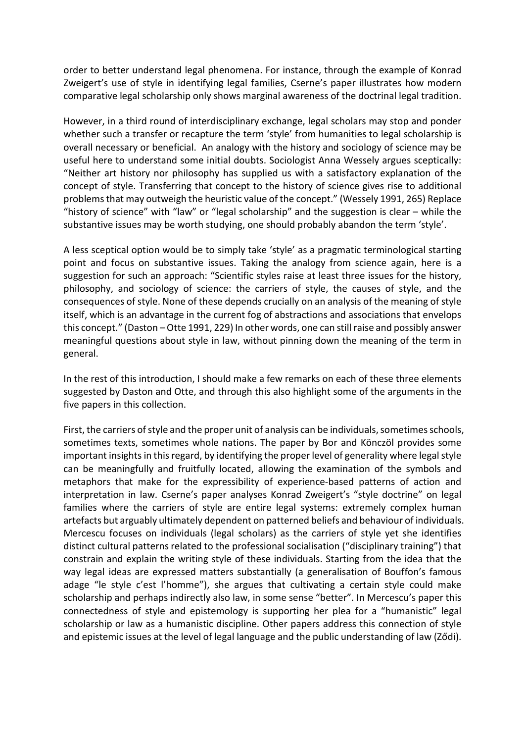order to better understand legal phenomena. For instance, through the example of Konrad Zweigert's use of style in identifying legal families, Cserne's paper illustrates how modern comparative legal scholarship only shows marginal awareness of the doctrinal legal tradition.

However, in a third round of interdisciplinary exchange, legal scholars may stop and ponder whether such a transfer or recapture the term 'style' from humanities to legal scholarship is overall necessary or beneficial. An analogy with the history and sociology of science may be useful here to understand some initial doubts. Sociologist Anna Wessely argues sceptically: "Neither art history nor philosophy has supplied us with a satisfactory explanation of the concept of style. Transferring that concept to the history of science gives rise to additional problems that may outweigh the heuristic value of the concept." (Wessely 1991, 265) Replace "history of science" with "law" or "legal scholarship" and the suggestion is clear – while the substantive issues may be worth studying, one should probably abandon the term 'style'.

A less sceptical option would be to simply take 'style' as a pragmatic terminological starting point and focus on substantive issues. Taking the analogy from science again, here is a suggestion for such an approach: "Scientific styles raise at least three issues for the history, philosophy, and sociology of science: the carriers of style, the causes of style, and the consequences of style. None of these depends crucially on an analysis of the meaning of style itself, which is an advantage in the current fog of abstractions and associations that envelops this concept." (Daston – Otte 1991, 229) In other words, one can still raise and possibly answer meaningful questions about style in law, without pinning down the meaning of the term in general.

In the rest of this introduction, I should make a few remarks on each of these three elements suggested by Daston and Otte, and through this also highlight some of the arguments in the five papers in this collection.

First, the carriers of style and the proper unit of analysis can be individuals, sometimes schools, sometimes texts, sometimes whole nations. The paper by Bor and Könczöl provides some important insights in this regard, by identifying the proper level of generality where legal style can be meaningfully and fruitfully located, allowing the examination of the symbols and metaphors that make for the expressibility of experience-based patterns of action and interpretation in law. Cserne's paper analyses Konrad Zweigert's "style doctrine" on legal families where the carriers of style are entire legal systems: extremely complex human artefacts but arguably ultimately dependent on patterned beliefs and behaviour of individuals. Mercescu focuses on individuals (legal scholars) as the carriers of style yet she identifies distinct cultural patterns related to the professional socialisation ("disciplinary training") that constrain and explain the writing style of these individuals. Starting from the idea that the way legal ideas are expressed matters substantially (a generalisation of Bouffon's famous adage "le style c'est l'homme"), she argues that cultivating a certain style could make scholarship and perhaps indirectly also law, in some sense "better". In Mercescu's paper this connectedness of style and epistemology is supporting her plea for a "humanistic" legal scholarship or law as a humanistic discipline. Other papers address this connection of style and epistemic issues at the level of legal language and the public understanding of law (Ződi).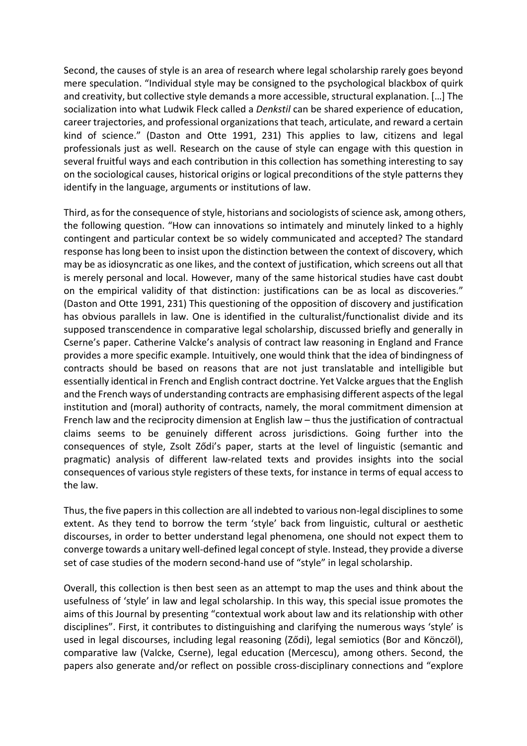Second, the causes of style is an area of research where legal scholarship rarely goes beyond mere speculation. "Individual style may be consigned to the psychological blackbox of quirk and creativity, but collective style demands a more accessible, structural explanation. […] The socialization into what Ludwik Fleck called a *Denkstil* can be shared experience of education, career trajectories, and professional organizations that teach, articulate, and reward a certain kind of science." (Daston and Otte 1991, 231) This applies to law, citizens and legal professionals just as well. Research on the cause of style can engage with this question in several fruitful ways and each contribution in this collection has something interesting to say on the sociological causes, historical origins or logical preconditions of the style patterns they identify in the language, arguments or institutions of law.

Third, as for the consequence of style, historians and sociologists of science ask, among others, the following question. "How can innovations so intimately and minutely linked to a highly contingent and particular context be so widely communicated and accepted? The standard response has long been to insist upon the distinction between the context of discovery, which may be as idiosyncratic as one likes, and the context of justification, which screens out all that is merely personal and local. However, many of the same historical studies have cast doubt on the empirical validity of that distinction: justifications can be as local as discoveries." (Daston and Otte 1991, 231) This questioning of the opposition of discovery and justification has obvious parallels in law. One is identified in the culturalist/functionalist divide and its supposed transcendence in comparative legal scholarship, discussed briefly and generally in Cserne's paper. Catherine Valcke's analysis of contract law reasoning in England and France provides a more specific example. Intuitively, one would think that the idea of bindingness of contracts should be based on reasons that are not just translatable and intelligible but essentially identical in French and English contract doctrine. Yet Valcke argues that the English and the French ways of understanding contracts are emphasising different aspects of the legal institution and (moral) authority of contracts, namely, the moral commitment dimension at French law and the reciprocity dimension at English law – thus the justification of contractual claims seems to be genuinely different across jurisdictions. Going further into the consequences of style, Zsolt Ződi's paper, starts at the level of linguistic (semantic and pragmatic) analysis of different law-related texts and provides insights into the social consequences of various style registers of these texts, for instance in terms of equal access to the law.

Thus, the five papers in this collection are all indebted to various non-legal disciplines to some extent. As they tend to borrow the term 'style' back from linguistic, cultural or aesthetic discourses, in order to better understand legal phenomena, one should not expect them to converge towards a unitary well-defined legal concept of style. Instead, they provide a diverse set of case studies of the modern second-hand use of "style" in legal scholarship.

Overall, this collection is then best seen as an attempt to map the uses and think about the usefulness of 'style' in law and legal scholarship. In this way, this special issue promotes the aims of this Journal by presenting "contextual work about law and its relationship with other disciplines". First, it contributes to distinguishing and clarifying the numerous ways 'style' is used in legal discourses, including legal reasoning (Ződi), legal semiotics (Bor and Könczöl), comparative law (Valcke, Cserne), legal education (Mercescu), among others. Second, the papers also generate and/or reflect on possible cross-disciplinary connections and "explore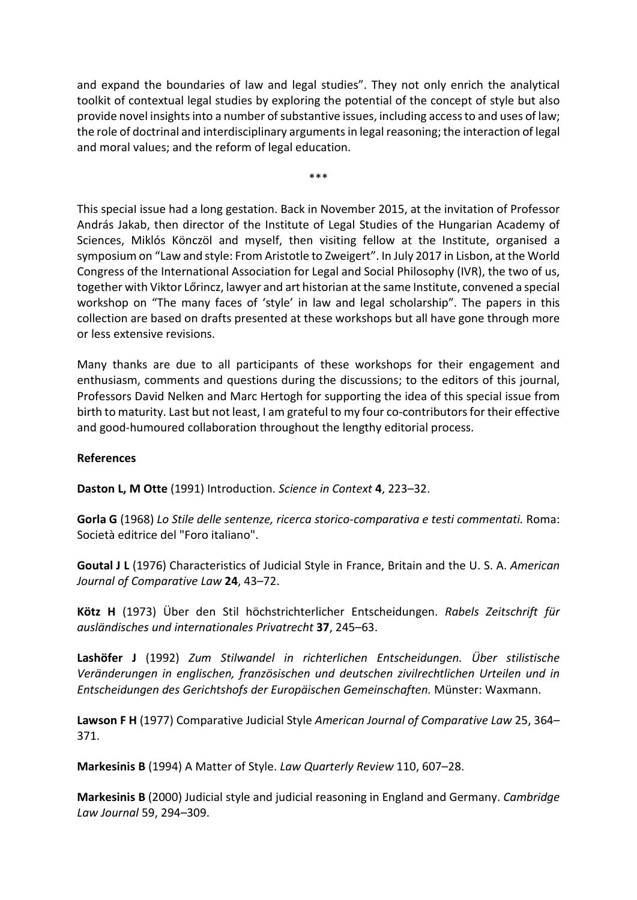and expand the boundaries of law and legal studies". They not only enrich the analytical toolkit of contextual legal studies by exploring the potential of the concept of style but also provide novel insights into a number of substantive issues, including access to and uses of law; the role of doctrinal and interdisciplinary arguments in legal reasoning; the interaction of legal and moral values; and the reform of legal education.

\*\*\*

This special issue had a long gestation. Back in November 2015, at the invitation of Professor András Jakab, then director of the Institute of Legal Studies of the Hungarian Academy of Sciences, Miklós Könczöl and myself, then visiting fellow at the Institute, organised a symposium on "Law and style: From Aristotle to Zweigert". In July 2017 in Lisbon, at the World Congress of the International Association for Legal and Social Philosophy (IVR), the two of us, together with Viktor Lőrincz, lawyer and art historian at the same Institute, convened a special workshop on "The many faces of 'style' in law and legal scholarship". The papers in this collection are based on drafts presented at these workshops but all have gone through more or less extensive revisions.

Many thanks are due to all participants of these workshops for their engagement and enthusiasm, comments and questions during the discussions; to the editors of this journal, Professors David Nelken and Marc Hertogh for supporting the idea of this special issue from birth to maturity. Last but not least, I am grateful to my four co-contributors for their effective and good-humoured collaboration throughout the lengthy editorial process.

**References**

**Daston L, M Otte** (1991) Introduction. *Science in Context* **4**, 223–32.

**Gorla G** (1968) *Lo Stile delle sentenze, ricerca storico-comparativa e testi commentati.* Roma: Società editrice del "Foro italiano".

**Goutal J L** (1976) Characteristics of Judicial Style in France, Britain and the U. S. A. *American Journal of Comparative Law* **24**, 43–72.

**Kötz H** (1973) Über den Stil höchstrichterlicher Entscheidungen. *Rabels Zeitschrift für ausländisches und internationales Privatrecht* **37**, 245–63.

**Lashöfer J** (1992) *Zum Stilwandel in richterlichen Entscheidungen. Über stilistische Veränderungen in englischen, französischen und deutschen zivilrechtlichen Urteilen und in Entscheidungen des Gerichtshofs der Europäischen Gemeinschaften.* Münster: Waxmann.

**Lawson F H** (1977) Comparative Judicial Style *American Journal of Comparative Law* 25, 364–371.

**Markesinis B** (1994) A Matter of Style. *Law Quarterly Review* 110, 607–28.

**Markesinis B** (2000) Judicial style and judicial reasoning in England and Germany. *Cambridge Law Journal* 59, 294–309.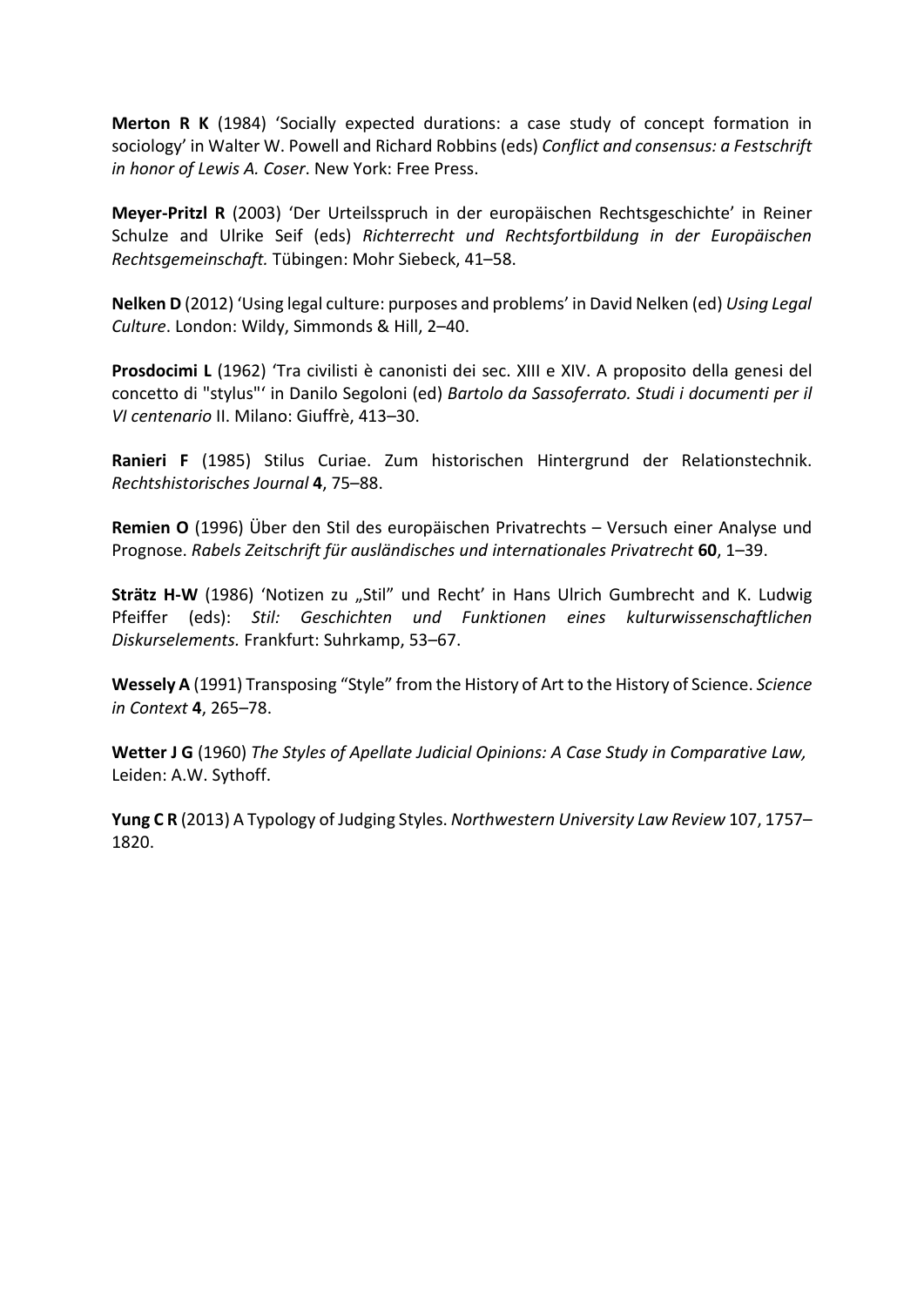**Merton R K** (1984) 'Socially expected durations: a case study of concept formation in sociology' in Walter W. Powell and Richard Robbins (eds) *Conflict and consensus: a Festschrift in honor of Lewis A. Coser*. New York: Free Press.

**Meyer-Pritzl R** (2003) 'Der Urteilsspruch in der europäischen Rechtsgeschichte' in Reiner Schulze and Ulrike Seif (eds) *Richterrecht und Rechtsfortbildung in der Europäischen Rechtsgemeinschaft.* Tübingen: Mohr Siebeck, 41–58.

**Nelken D** (2012) 'Using legal culture: purposes and problems' in David Nelken (ed) *Using Legal Culture*. London: Wildy, Simmonds & Hill, 2–40.

**Prosdocimi L** (1962) 'Tra civilisti è canonisti dei sec. XIII e XIV. A proposito della genesi del concetto di "stylus"' in Danilo Segoloni (ed) *Bartolo da Sassoferrato. Studi i documenti per il VI centenario* II. Milano: Giuffrè, 413–30.

**Ranieri F** (1985) Stilus Curiae. Zum historischen Hintergrund der Relationstechnik. *Rechtshistorisches Journal* **4**, 75–88.

**Remien O** (1996) Über den Stil des europäischen Privatrechts – Versuch einer Analyse und Prognose. *Rabels Zeitschrift für ausländisches und internationales Privatrecht* **60**, 1–39.

**Strätz H-W** (1986) 'Notizen zu „Stil" und Recht' in Hans Ulrich Gumbrecht and K. Ludwig Pfeiffer (eds): *Stil: Geschichten und Funktionen eines kulturwissenschaftlichen Diskurselements.* Frankfurt: Suhrkamp, 53–67.

**Wessely A** (1991) Transposing "Style" from the History of Art to the History of Science. *Science in Context* **4**, 265–78.

**Wetter J G** (1960) *The Styles of Appellate Judicial Opinions: A Case Study in Comparative Law,* Leiden: A.W. Sythoff.

**Yung C R** (2013) A Typology of Judging Styles. *Northwestern University Law Review* 107, 1757–1820.